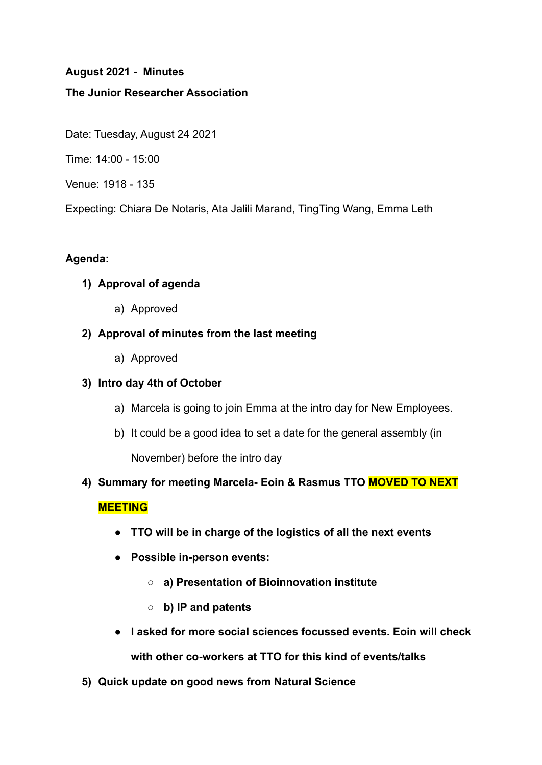**August 2021 - Minutes**

**The Junior Researcher Association**

Date: Tuesday, August 24 2021

Time: 14:00 - 15:00

Venue: 1918 - 135

Expecting: Chiara De Notaris, Ata Jalili Marand, TingTing Wang, Emma Leth

**Agenda:**

1) **Approval of agenda**
   a) Approved
2) **Approval of minutes from the last meeting**
   a) Approved
3) **Intro day 4th of October**
   a) Marcela is going to join Emma at the intro day for New Employees.
   b) It could be a good idea to set a date for the general assembly (in November) before the intro day
4) **Summary for meeting Marcela- Eoin & Rasmus TTO MOVED TO NEXT MEETING**
   - **TTO will be in charge of the logistics of all the next events**
   - **Possible in-person events:**
     - **a) Presentation of Bioinnovation institute**
     - **b) IP and patents**
   - **I asked for more social sciences focussed events. Eoin will check with other co-workers at TTO for this kind of events/talks**
5) **Quick update on good news from Natural Science**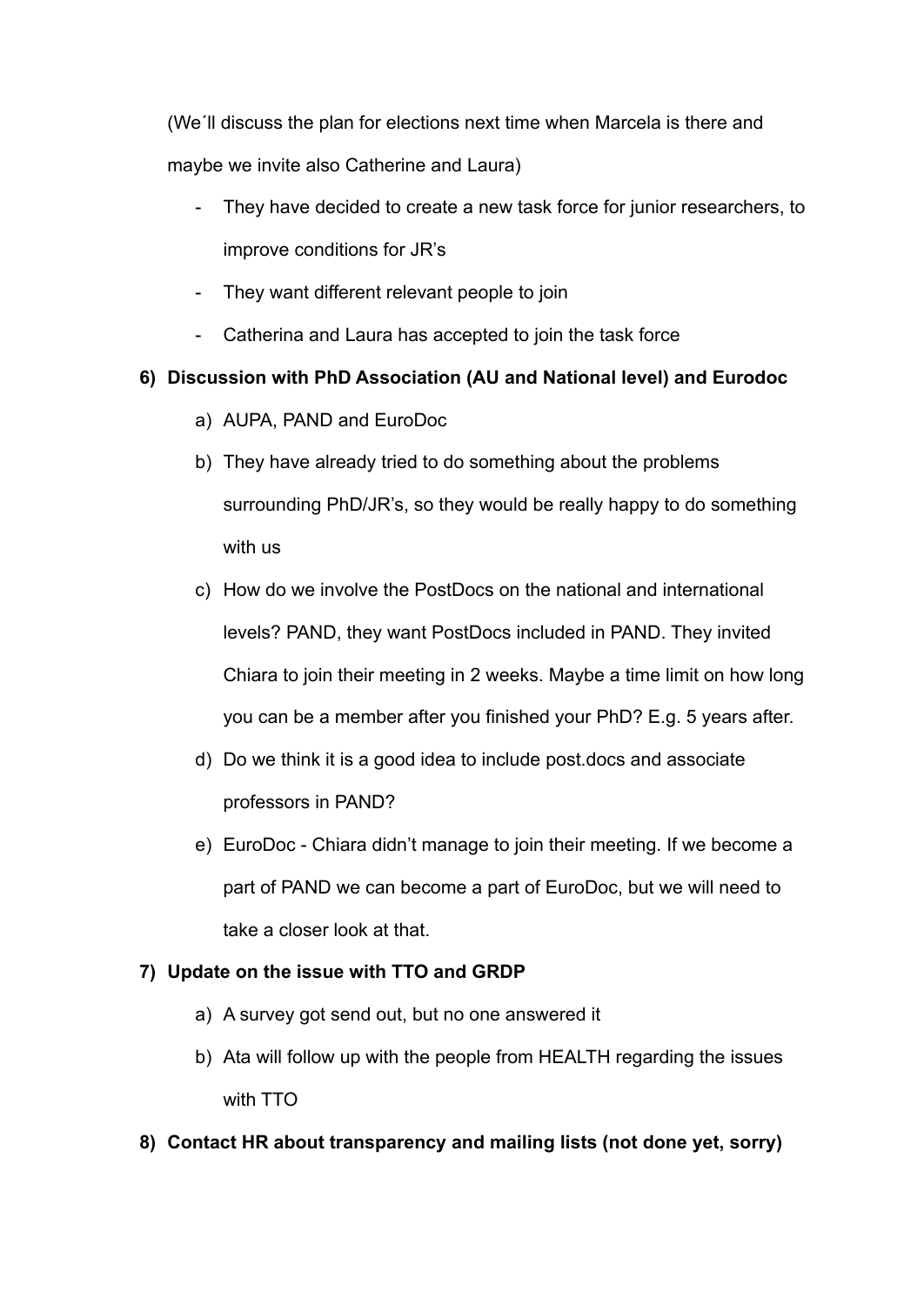(We´ll discuss the plan for elections next time when Marcela is there and maybe we invite also Catherine and Laura)

- They have decided to create a new task force for junior researchers, to improve conditions for JR's
- They want different relevant people to join
- Catherina and Laura has accepted to join the task force

**6) Discussion with PhD Association (AU and National level) and Eurodoc**

a) AUPA, PAND and EuroDoc

b) They have already tried to do something about the problems surrounding PhD/JR's, so they would be really happy to do something with us

c) How do we involve the PostDocs on the national and international levels? PAND, they want PostDocs included in PAND. They invited Chiara to join their meeting in 2 weeks. Maybe a time limit on how long you can be a member after you finished your PhD? E.g. 5 years after.

d) Do we think it is a good idea to include post.docs and associate professors in PAND?

e) EuroDoc - Chiara didn't manage to join their meeting. If we become a part of PAND we can become a part of EuroDoc, but we will need to take a closer look at that.

**7) Update on the issue with TTO and GRDP**

a) A survey got send out, but no one answered it

b) Ata will follow up with the people from HEALTH regarding the issues with TTO

**8) Contact HR about transparency and mailing lists (not done yet, sorry)**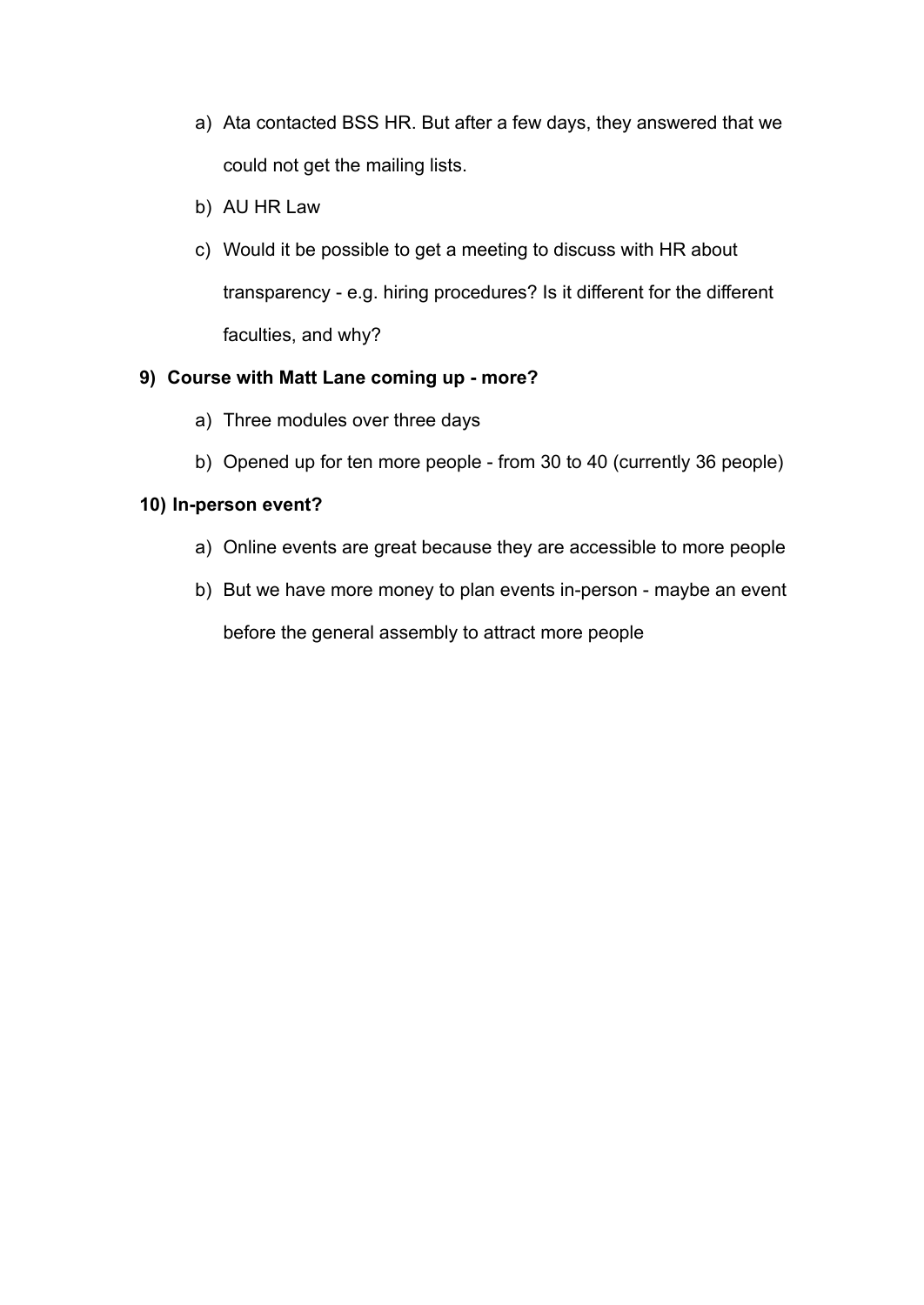a) Ata contacted BSS HR. But after a few days, they answered that we could not get the mailing lists.

b) AU HR Law

c) Would it be possible to get a meeting to discuss with HR about transparency - e.g. hiring procedures? Is it different for the different faculties, and why?

**9) Course with Matt Lane coming up - more?**

a) Three modules over three days

b) Opened up for ten more people - from 30 to 40 (currently 36 people)

**10) In-person event?**

a) Online events are great because they are accessible to more people

b) But we have more money to plan events in-person - maybe an event before the general assembly to attract more people